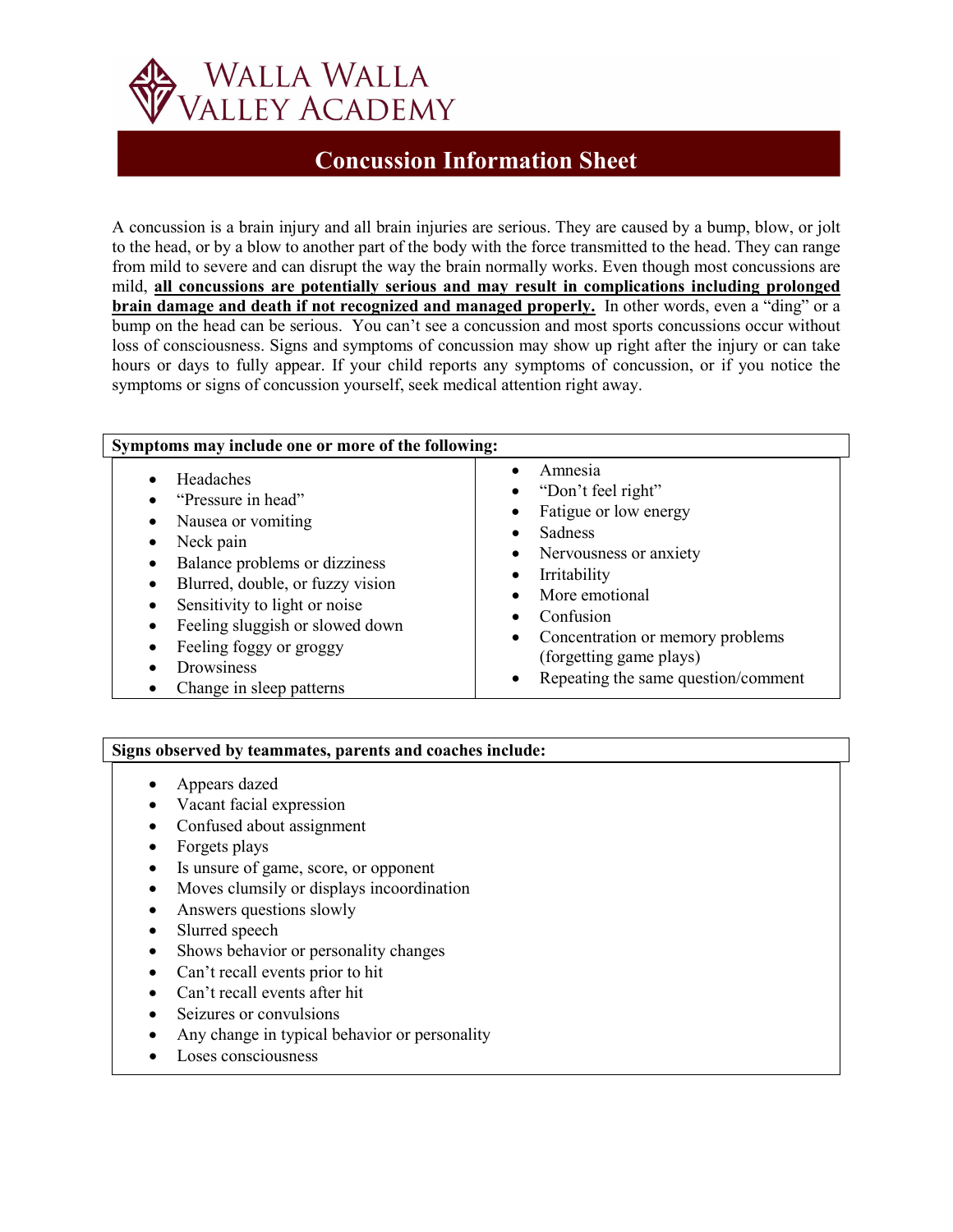# Walla Walla Valley Academy

## Concussion Information Sheet

A concussion is a brain injury and all brain injuries are serious. They are caused by a bump, blow, or jolt to the head, or by a blow to another part of the body with the force transmitted to the head. They can range from mild to severe and can disrupt the way the brain normally works. Even though most concussions are mild, **all concussions are potentially serious and may result in complications including prolonged brain damage and death if not recognized and managed properly.** In other words, even a "ding" or a bump on the head can be serious. You can't see a concussion and most sports concussions occur without loss of consciousness. Signs and symptoms of concussion may show up right after the injury or can take hours or days to fully appear. If your child reports any symptoms of concussion, or if you notice the symptoms or signs of concussion yourself, seek medical attention right away.

**Symptoms may include one or more of the following:**

- Headaches
- "Pressure in head"
- Nausea or vomiting
- Neck pain
- Balance problems or dizziness
- Blurred, double, or fuzzy vision
- Sensitivity to light or noise
- Feeling sluggish or slowed down
- Feeling foggy or groggy
- Drowsiness
- Change in sleep patterns
- Amnesia
- "Don't feel right"
- Fatigue or low energy
- Sadness
- Nervousness or anxiety
- Irritability
- More emotional
- Confusion
- Concentration or memory problems (forgetting game plays)
- Repeating the same question/comment

**Signs observed by teammates, parents and coaches include:**

- Appears dazed
- Vacant facial expression
- Confused about assignment
- Forgets plays
- Is unsure of game, score, or opponent
- Moves clumsily or displays incoordination
- Answers questions slowly
- Slurred speech
- Shows behavior or personality changes
- Can't recall events prior to hit
- Can't recall events after hit
- Seizures or convulsions
- Any change in typical behavior or personality
- Loses consciousness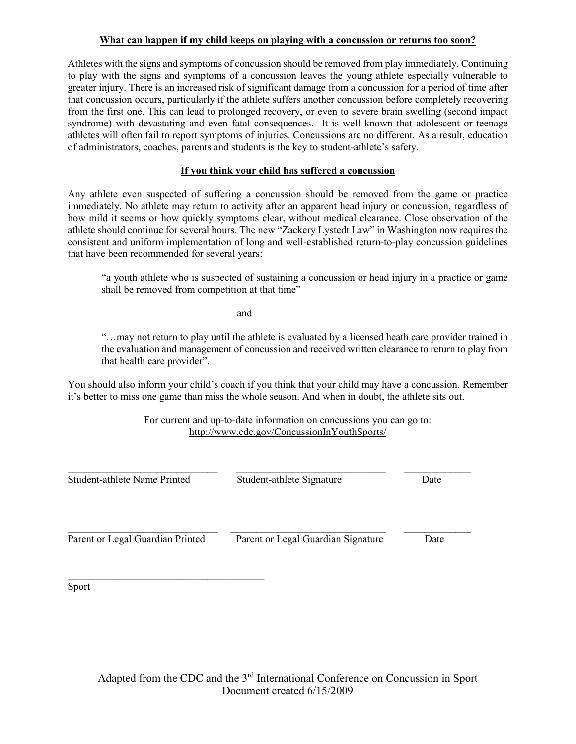## What can happen if my child keeps on playing with a concussion or returns too soon?

Athletes with the signs and symptoms of concussion should be removed from play immediately. Continuing to play with the signs and symptoms of a concussion leaves the young athlete especially vulnerable to greater injury. There is an increased risk of significant damage from a concussion for a period of time after that concussion occurs, particularly if the athlete suffers another concussion before completely recovering from the first one. This can lead to prolonged recovery, or even to severe brain swelling (second impact syndrome) with devastating and even fatal consequences. It is well known that adolescent or teenage athletes will often fail to report symptoms of injuries. Concussions are no different. As a result, education of administrators, coaches, parents and students is the key to student-athlete's safety.

## If you think your child has suffered a concussion

Any athlete even suspected of suffering a concussion should be removed from the game or practice immediately. No athlete may return to activity after an apparent head injury or concussion, regardless of how mild it seems or how quickly symptoms clear, without medical clearance. Close observation of the athlete should continue for several hours. The new "Zackery Lystedt Law" in Washington now requires the consistent and uniform implementation of long and well-established return-to-play concussion guidelines that have been recommended for several years:

> "a youth athlete who is suspected of sustaining a concussion or head injury in a practice or game shall be removed from competition at that time"
>
> and
>
> "…may not return to play until the athlete is evaluated by a licensed heath care provider trained in the evaluation and management of concussion and received written clearance to return to play from that health care provider".

You should also inform your child's coach if you think that your child may have a concussion. Remember it's better to miss one game than miss the whole season. And when in doubt, the athlete sits out.

For current and up-to-date information on concussions you can go to:
http://www.cdc.gov/ConcussionInYouthSports/

_______________________________ _______________________________ _____________
Student-athlete Name Printed Student-athlete Signature Date

_______________________________ _______________________________ _____________
Parent or Legal Guardian Printed Parent or Legal Guardian Signature Date

_________________________________________
Sport

Adapted from the CDC and the 3rd International Conference on Concussion in Sport
Document created 6/15/2009